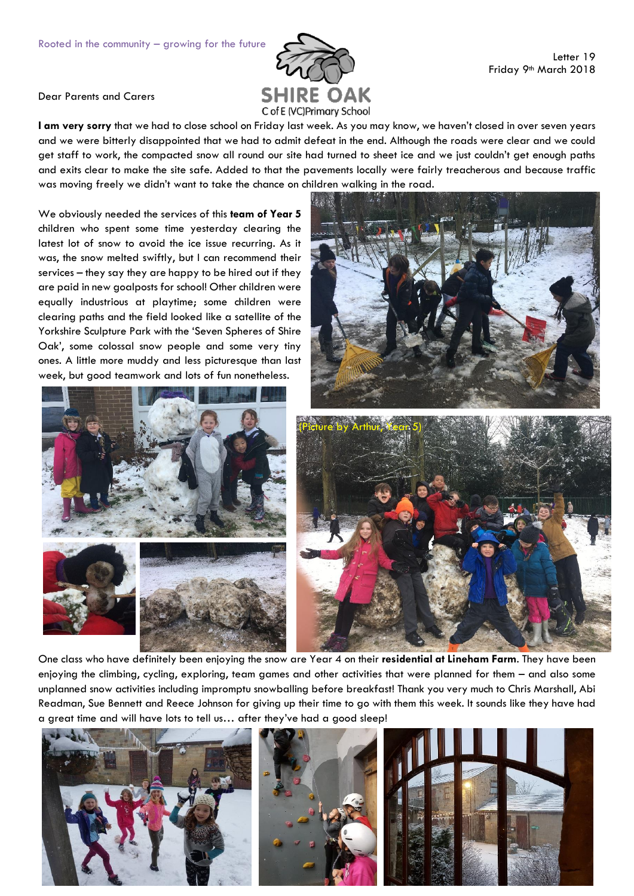Rooted in the community – growing for the future

SHIRE OAK
C of E (VC) Primary School

Letter 19
Friday 9th March 2018

Dear Parents and Carers

**I am very sorry** that we had to close school on Friday last week. As you may know, we haven't closed in over seven years and we were bitterly disappointed that we had to admit defeat in the end. Although the roads were clear and we could get staff to work, the compacted snow all round our site had turned to sheet ice and we just couldn't get enough paths and exits clear to make the site safe. Added to that the pavements locally were fairly treacherous and because traffic was moving freely we didn't want to take the chance on children walking in the road.

We obviously needed the services of this **team of Year 5** children who spent some time yesterday clearing the latest lot of snow to avoid the ice issue recurring. As it was, the snow melted swiftly, but I can recommend their services – they say they are happy to be hired out if they are paid in new goalposts for school! Other children were equally industrious at playtime; some children were clearing paths and the field looked like a satellite of the Yorkshire Sculpture Park with the 'Seven Spheres of Shire Oak', some colossal snow people and some very tiny ones. A little more muddy and less picturesque than last week, but good teamwork and lots of fun nonetheless.

(Picture by Arthur, Year 5)

One class who have definitely been enjoying the snow are Year 4 on their **residential at Lineham Farm**. They have been enjoying the climbing, cycling, exploring, team games and other activities that were planned for them – and also some unplanned snow activities including impromptu snowballing before breakfast! Thank you very much to Chris Marshall, Abi Readman, Sue Bennett and Reece Johnson for giving up their time to go with them this week. It sounds like they have had a great time and will have lots to tell us… after they've had a good sleep!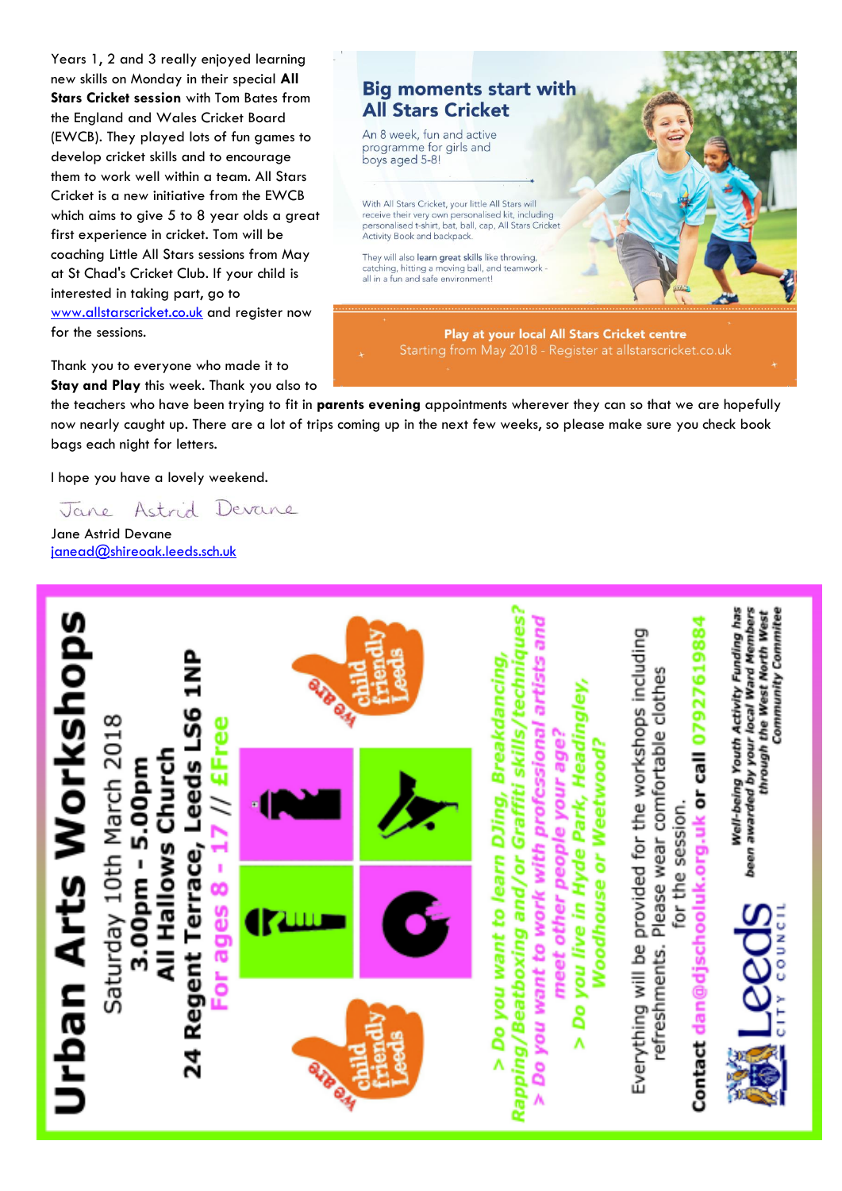Years 1, 2 and 3 really enjoyed learning new skills on Monday in their special **All Stars Cricket session** with Tom Bates from the England and Wales Cricket Board (EWCB). They played lots of fun games to develop cricket skills and to encourage them to work well within a team. All Stars Cricket is a new initiative from the EWCB which aims to give 5 to 8 year olds a great first experience in cricket. Tom will be coaching Little All Stars sessions from May at St Chad's Cricket Club. If your child is interested in taking part, go to www.allstarscricket.co.uk and register now for the sessions.

## Big moments start with All Stars Cricket

An 8 week, fun and active programme for girls and boys aged 5-8!

With All Stars Cricket, your little All Stars will receive their very own personalised kit, including personalised t-shirt, bat, ball, cap, All Stars Cricket Activity Book and backpack.

They will also learn great skills like throwing, catching, hitting a moving ball, and teamwork - all in a fun and safe environment!

**Play at your local All Stars Cricket centre**
Starting from May 2018 - Register at allstarscricket.co.uk

Thank you to everyone who made it to **Stay and Play** this week. Thank you also to the teachers who have been trying to fit in **parents evening** appointments wherever they can so that we are hopefully now nearly caught up. There are a lot of trips coming up in the next few weeks, so please make sure you check book bags each night for letters.

I hope you have a lovely weekend.

*Jane Astrid Devane*

Jane Astrid Devane
janead@shireoak.leeds.sch.uk

# Urban Arts Workshops

Saturday 10th March 2018
**3.00pm - 5.00pm**
**All Hallows Church**
**24 Regent Terrace, Leeds LS6 1NP**
**For ages 8 - 17 // £Free**

We are child friendly Leeds

***> Do you want to learn DJing, Breakdancing, Rapping/Beatboxing and/or Graffiti skills/techniques?***
***> Do you want to work with professional artists and meet other people your age?***
***> Do you live in Hyde Park, Headingley, Woodhouse or Weetwood?***

Everything will be provided for the workshops including refreshments. Please wear comfortable clothes for the session.

**Contact dan@djschooluk.org.uk or call 07927619884**

Leeds City Council

***Well-being Youth Activity Funding has been awarded by your local Ward Members through the West North West Community Committee***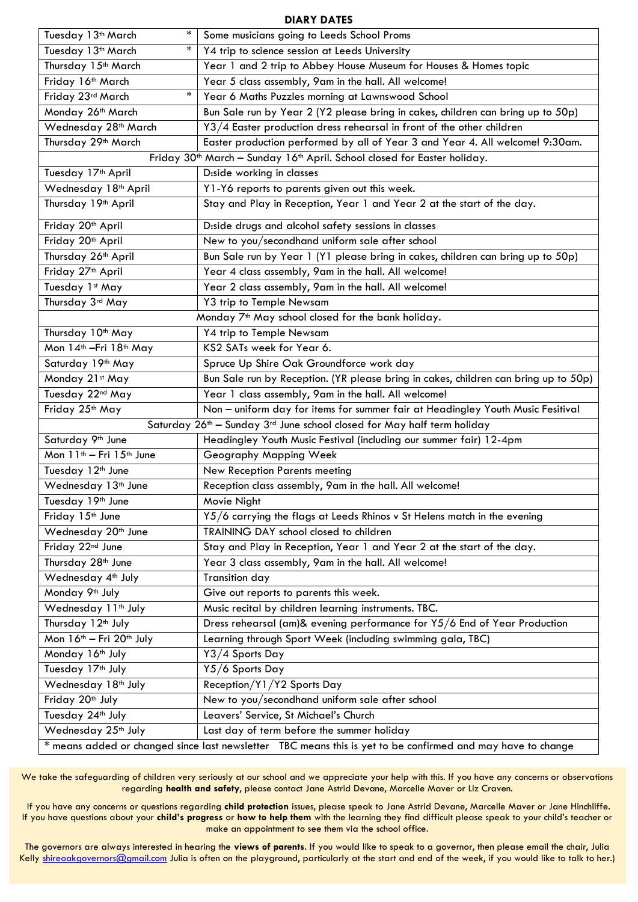## DIARY DATES

| | | |
|---|---|---|
| Tuesday 13th March | * | Some musicians going to Leeds School Proms |
| Tuesday 13th March | * | Y4 trip to science session at Leeds University |
| Thursday 15th March | | Year 1 and 2 trip to Abbey House Museum for Houses & Homes topic |
| Friday 16th March | | Year 5 class assembly, 9am in the hall. All welcome! |
| Friday 23rd March | * | Year 6 Maths Puzzles morning at Lawnswood School |
| Monday 26th March | | Bun Sale run by Year 2 (Y2 please bring in cakes, children can bring up to 50p) |
| Wednesday 28th March | | Y3/4 Easter production dress rehearsal in front of the other children |
| Thursday 29th March | | Easter production performed by all of Year 3 and Year 4. All welcome! 9:30am. |
| Friday 30th March – Sunday 16th April. School closed for Easter holiday. | | |
| Tuesday 17th April | | D:side working in classes |
| Wednesday 18th April | | Y1-Y6 reports to parents given out this week. |
| Thursday 19th April | | Stay and Play in Reception, Year 1 and Year 2 at the start of the day. |
| Friday 20th April | | D:side drugs and alcohol safety sessions in classes |
| Friday 20th April | | New to you/secondhand uniform sale after school |
| Thursday 26th April | | Bun Sale run by Year 1 (Y1 please bring in cakes, children can bring up to 50p) |
| Friday 27th April | | Year 4 class assembly, 9am in the hall. All welcome! |
| Tuesday 1st May | | Year 2 class assembly, 9am in the hall. All welcome! |
| Thursday 3rd May | | Y3 trip to Temple Newsam |
| Monday 7th May school closed for the bank holiday. | | |
| Thursday 10th May | | Y4 trip to Temple Newsam |
| Mon 14th –Fri 18th May | | KS2 SATs week for Year 6. |
| Saturday 19th May | | Spruce Up Shire Oak Groundforce work day |
| Monday 21st May | | Bun Sale run by Reception. (YR please bring in cakes, children can bring up to 50p) |
| Tuesday 22nd May | | Year 1 class assembly, 9am in the hall. All welcome! |
| Friday 25th May | | Non – uniform day for items for summer fair at Headingley Youth Music Fesitival |
| Saturday 26th – Sunday 3rd June school closed for May half term holiday | | |
| Saturday 9th June | | Headingley Youth Music Festival (including our summer fair) 12-4pm |
| Mon 11th – Fri 15th June | | Geography Mapping Week |
| Tuesday 12th June | | New Reception Parents meeting |
| Wednesday 13th June | | Reception class assembly, 9am in the hall. All welcome! |
| Tuesday 19th June | | Movie Night |
| Friday 15th June | | Y5/6 carrying the flags at Leeds Rhinos v St Helens match in the evening |
| Wednesday 20th June | | TRAINING DAY school closed to children |
| Friday 22nd June | | Stay and Play in Reception, Year 1 and Year 2 at the start of the day. |
| Thursday 28th June | | Year 3 class assembly, 9am in the hall. All welcome! |
| Wednesday 4th July | | Transition day |
| Monday 9th July | | Give out reports to parents this week. |
| Wednesday 11th July | | Music recital by children learning instruments. TBC. |
| Thursday 12th July | | Dress rehearsal (am)& evening performance for Y5/6 End of Year Production |
| Mon 16th – Fri 20th July | | Learning through Sport Week (including swimming gala, TBC) |
| Monday 16th July | | Y3/4 Sports Day |
| Tuesday 17th July | | Y5/6 Sports Day |
| Wednesday 18th July | | Reception/Y1/Y2 Sports Day |
| Friday 20th July | | New to you/secondhand uniform sale after school |
| Tuesday 24th July | | Leavers' Service, St Michael's Church |
| Wednesday 25th July | | Last day of term before the summer holiday |
| * means added or changed since last newsletter   TBC means this is yet to be confirmed and may have to change | | |

We take the safeguarding of children very seriously at our school and we appreciate your help with this. If you have any concerns or observations regarding **health and safety**, please contact Jane Astrid Devane, Marcelle Maver or Liz Craven.

If you have any concerns or questions regarding **child protection** issues, please speak to Jane Astrid Devane, Marcelle Maver or Jane Hinchliffe. If you have questions about your **child's progress** or **how to help them** with the learning they find difficult please speak to your child's teacher or make an appointment to see them via the school office.

The governors are always interested in hearing the **views of parents**. If you would like to speak to a governor, then please email the chair, Julia Kelly shireoakgovernors@gmail.com Julia is often on the playground, particularly at the start and end of the week, if you would like to talk to her.)